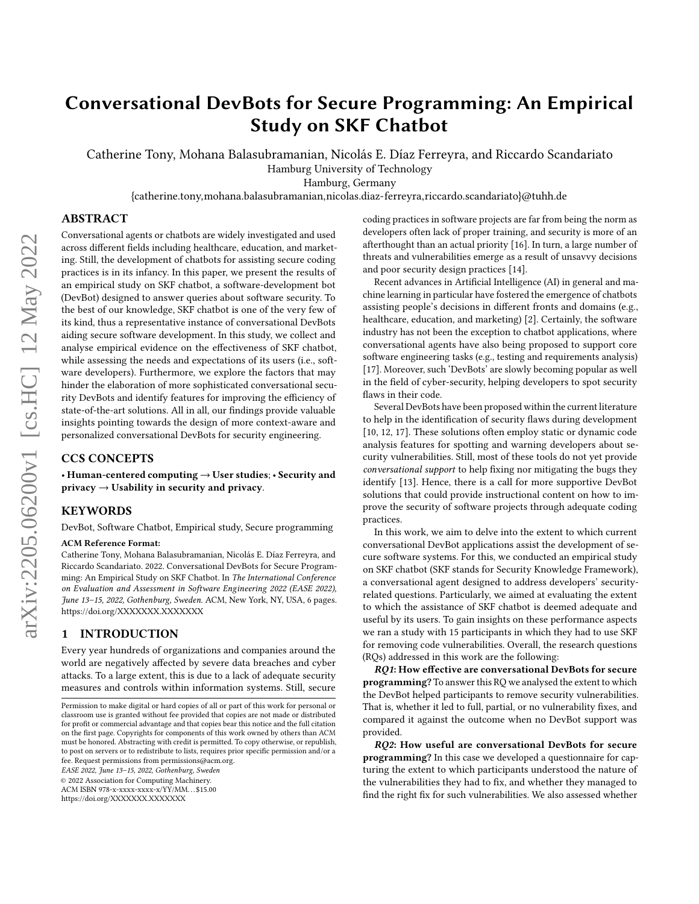# Conversational DevBots for Secure Programming: An Empirical Study on SKF Chatbot

Catherine Tony, Mohana Balasubramanian, Nicolás E. Díaz Ferreyra, and Riccardo Scandariato
Hamburg University of Technology
Hamburg, Germany
{catherine.tony,mohana.balasubramanian,nicolas.diaz-ferreyra,riccardo.scandariato}@tuhh.de

## ABSTRACT

Conversational agents or chatbots are widely investigated and used across different fields including healthcare, education, and marketing. Still, the development of chatbots for assisting secure coding practices is in its infancy. In this paper, we present the results of an empirical study on SKF chatbot, a software-development bot (DevBot) designed to answer queries about software security. To the best of our knowledge, SKF chatbot is one of the very few of its kind, thus a representative instance of conversational DevBots aiding secure software development. In this study, we collect and analyse empirical evidence on the effectiveness of SKF chatbot, while assessing the needs and expectations of its users (i.e., software developers). Furthermore, we explore the factors that may hinder the elaboration of more sophisticated conversational security DevBots and identify features for improving the efficiency of state-of-the-art solutions. All in all, our findings provide valuable insights pointing towards the design of more context-aware and personalized conversational DevBots for security engineering.

## CCS CONCEPTS

• **Human-centered computing → User studies**; • **Security and privacy → Usability in security and privacy**.

## KEYWORDS

DevBot, Software Chatbot, Empirical study, Secure programming

**ACM Reference Format:**
Catherine Tony, Mohana Balasubramanian, Nicolás E. Díaz Ferreyra, and Riccardo Scandariato. 2022. Conversational DevBots for Secure Programming: An Empirical Study on SKF Chatbot. In *The International Conference on Evaluation and Assessment in Software Engineering 2022 (EASE 2022), June 13–15, 2022, Gothenburg, Sweden.* ACM, New York, NY, USA, 6 pages. https://doi.org/XXXXXXX.XXXXXXX

## 1 INTRODUCTION

Every year hundreds of organizations and companies around the world are negatively affected by severe data breaches and cyber attacks. To a large extent, this is due to a lack of adequate security measures and controls within information systems. Still, secure coding practices in software projects are far from being the norm as developers often lack of proper training, and security is more of an afterthought than an actual priority [16]. In turn, a large number of threats and vulnerabilities emerge as a result of unsavvy decisions and poor security design practices [14].

Recent advances in Artificial Intelligence (AI) in general and machine learning in particular have fostered the emergence of chatbots assisting people's decisions in different fronts and domains (e.g., healthcare, education, and marketing) [2]. Certainly, the software industry has not been the exception to chatbot applications, where conversational agents have also being proposed to support core software engineering tasks (e.g., testing and requirements analysis) [17]. Moreover, such 'DevBots' are slowly becoming popular as well in the field of cyber-security, helping developers to spot security flaws in their code.

Several DevBots have been proposed within the current literature to help in the identification of security flaws during development [10, 12, 17]. These solutions often employ static or dynamic code analysis features for spotting and warning developers about security vulnerabilities. Still, most of these tools do not yet provide *conversational support* to help fixing nor mitigating the bugs they identify [13]. Hence, there is a call for more supportive DevBot solutions that could provide instructional content on how to improve the security of software projects through adequate coding practices.

In this work, we aim to delve into the extent to which current conversational DevBot applications assist the development of secure software systems. For this, we conducted an empirical study on SKF chatbot (SKF stands for Security Knowledge Framework), a conversational agent designed to address developers' security-related questions. Particularly, we aimed at evaluating the extent to which the assistance of SKF chatbot is deemed adequate and useful by its users. To gain insights on these performance aspects we ran a study with 15 participants in which they had to use SKF for removing code vulnerabilities. Overall, the research questions (RQs) addressed in this work are the following:

***RQ1*: How effective are conversational DevBots for secure programming?** To answer this RQ we analysed the extent to which the DevBot helped participants to remove security vulnerabilities. That is, whether it led to full, partial, or no vulnerability fixes, and compared it against the outcome when no DevBot support was provided.

***RQ2*: How useful are conversational DevBots for secure programming?** In this case we developed a questionnaire for capturing the extent to which participants understood the nature of the vulnerabilities they had to fix, and whether they managed to find the right fix for such vulnerabilities. We also assessed whether

---

Permission to make digital or hard copies of all or part of this work for personal or classroom use is granted without fee provided that copies are not made or distributed for profit or commercial advantage and that copies bear this notice and the full citation on the first page. Copyrights for components of this work owned by others than ACM must be honored. Abstracting with credit is permitted. To copy otherwise, or republish, to post on servers or to redistribute to lists, requires prior specific permission and/or a fee. Request permissions from permissions@acm.org.
*EASE 2022, June 13–15, 2022, Gothenburg, Sweden*
© 2022 Association for Computing Machinery.
ACM ISBN 978-x-xxxx-xxxx-x/YY/MM...$15.00
https://doi.org/XXXXXXX.XXXXXXX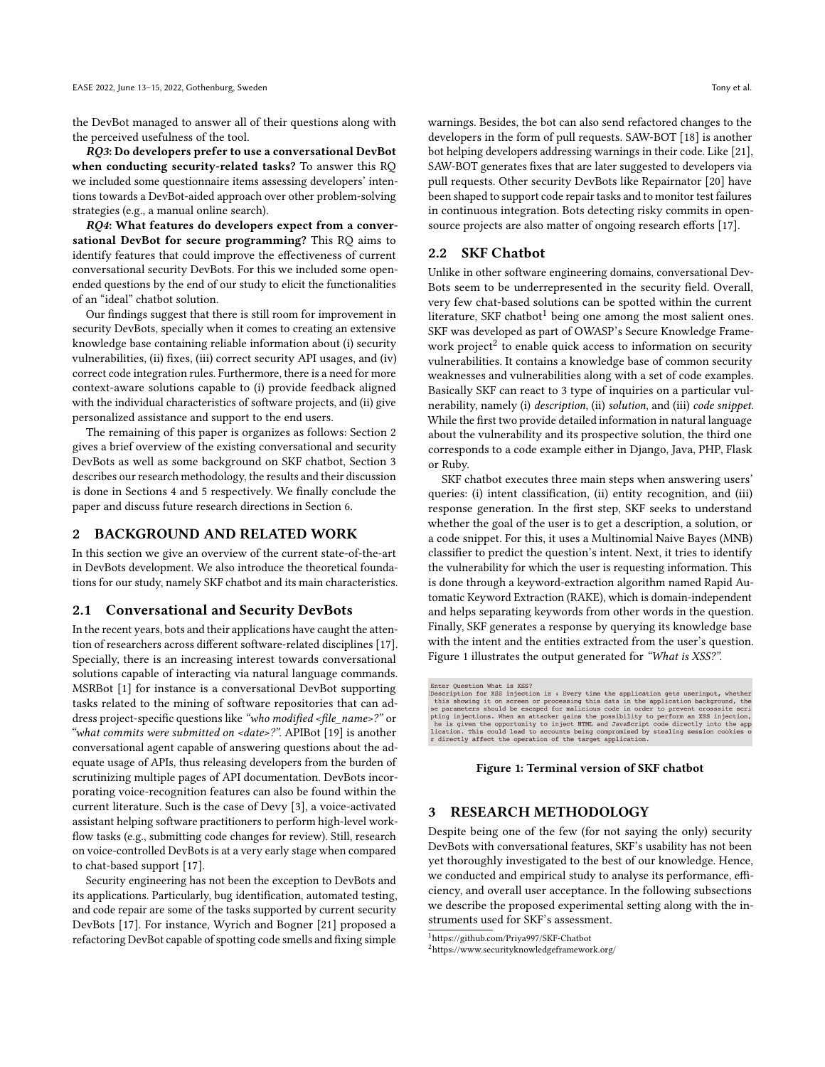the DevBot managed to answer all of their questions along with the perceived usefulness of the tool.

***RQ3*: Do developers prefer to use a conversational DevBot when conducting security-related tasks?** To answer this RQ we included some questionnaire items assessing developers' intentions towards a DevBot-aided approach over other problem-solving strategies (e.g., a manual online search).

***RQ4*: What features do developers expect from a conversational DevBot for secure programming?** This RQ aims to identify features that could improve the effectiveness of current conversational security DevBots. For this we included some open-ended questions by the end of our study to elicit the functionalities of an "ideal" chatbot solution.

Our findings suggest that there is still room for improvement in security DevBots, specially when it comes to creating an extensive knowledge base containing reliable information about (i) security vulnerabilities, (ii) fixes, (iii) correct security API usages, and (iv) correct code integration rules. Furthermore, there is a need for more context-aware solutions capable to (i) provide feedback aligned with the individual characteristics of software projects, and (ii) give personalized assistance and support to the end users.

The remaining of this paper is organizes as follows: Section 2 gives a brief overview of the existing conversational and security DevBots as well as some background on SKF chatbot, Section 3 describes our research methodology, the results and their discussion is done in Sections 4 and 5 respectively. We finally conclude the paper and discuss future research directions in Section 6.

## 2 BACKGROUND AND RELATED WORK

In this section we give an overview of the current state-of-the-art in DevBots development. We also introduce the theoretical foundations for our study, namely SKF chatbot and its main characteristics.

### 2.1 Conversational and Security DevBots

In the recent years, bots and their applications have caught the attention of researchers across different software-related disciplines [17]. Specially, there is an increasing interest towards conversational solutions capable of interacting via natural language commands. MSRBot [1] for instance is a conversational DevBot supporting tasks related to the mining of software repositories that can address project-specific questions like *"who modified <file_name>?"* or *"what commits were submitted on <date>?"*. APIBot [19] is another conversational agent capable of answering questions about the adequate usage of APIs, thus releasing developers from the burden of scrutinizing multiple pages of API documentation. DevBots incorporating voice-recognition features can also be found within the current literature. Such is the case of Devy [3], a voice-activated assistant helping software practitioners to perform high-level workflow tasks (e.g., submitting code changes for review). Still, research on voice-controlled DevBots is at a very early stage when compared to chat-based support [17].

Security engineering has not been the exception to DevBots and its applications. Particularly, bug identification, automated testing, and code repair are some of the tasks supported by current security DevBots [17]. For instance, Wyrich and Bogner [21] proposed a refactoring DevBot capable of spotting code smells and fixing simple warnings. Besides, the bot can also send refactored changes to the developers in the form of pull requests. SAW-BOT [18] is another bot helping developers addressing warnings in their code. Like [21], SAW-BOT generates fixes that are later suggested to developers via pull requests. Other security DevBots like Repairnator [20] have been shaped to support code repair tasks and to monitor test failures in continuous integration. Bots detecting risky commits in open-source projects are also matter of ongoing research efforts [17].

### 2.2 SKF Chatbot

Unlike in other software engineering domains, conversational DevBots seem to be underrepresented in the security field. Overall, very few chat-based solutions can be spotted within the current literature, SKF chatbot[1] being one among the most salient ones. SKF was developed as part of OWASP's Secure Knowledge Framework project[2] to enable quick access to information on security vulnerabilities. It contains a knowledge base of common security weaknesses and vulnerabilities along with a set of code examples. Basically SKF can react to 3 type of inquiries on a particular vulnerability, namely (i) *description*, (ii) *solution*, and (iii) *code snippet*. While the first two provide detailed information in natural language about the vulnerability and its prospective solution, the third one corresponds to a code example either in Django, Java, PHP, Flask or Ruby.

SKF chatbot executes three main steps when answering users' queries: (i) intent classification, (ii) entity recognition, and (iii) response generation. In the first step, SKF seeks to understand whether the goal of the user is to get a description, a solution, or a code snippet. For this, it uses a Multinomial Naive Bayes (MNB) classifier to predict the question's intent. Next, it tries to identify the vulnerability for which the user is requesting information. This is done through a keyword-extraction algorithm named Rapid Automatic Keyword Extraction (RAKE), which is domain-independent and helps separating keywords from other words in the question. Finally, SKF generates a response by querying its knowledge base with the intent and the entities extracted from the user's question. Figure 1 illustrates the output generated for *"What is XSS?"*.

```
Enter Question What is XSS?
[Description for XSS injection is : Every time the application gets userinput, whether
 this showing it on screen or processing this data in the application background, the
se parameters should be escaped for malicious code in order to prevent crosssite scri
pting injections. When an attacker gains the possibility to perform an XSS injection,
 he is given the opportunity to inject HTML and JavaScript code directly into the app
lication. This could lead to accounts being compromised by stealing session cookies o
r directly affect the operation of the target application.
```

**Figure 1: Terminal version of SKF chatbot**

## 3 RESEARCH METHODOLOGY

Despite being one of the few (for not saying the only) security DevBots with conversational features, SKF's usability has not been yet thoroughly investigated to the best of our knowledge. Hence, we conducted and empirical study to analyse its performance, efficiency, and overall user acceptance. In the following subsections we describe the proposed experimental setting along with the instruments used for SKF's assessment.

[1] https://github.com/Priya997/SKF-Chatbot

[2] https://www.securityknowledgeframework.org/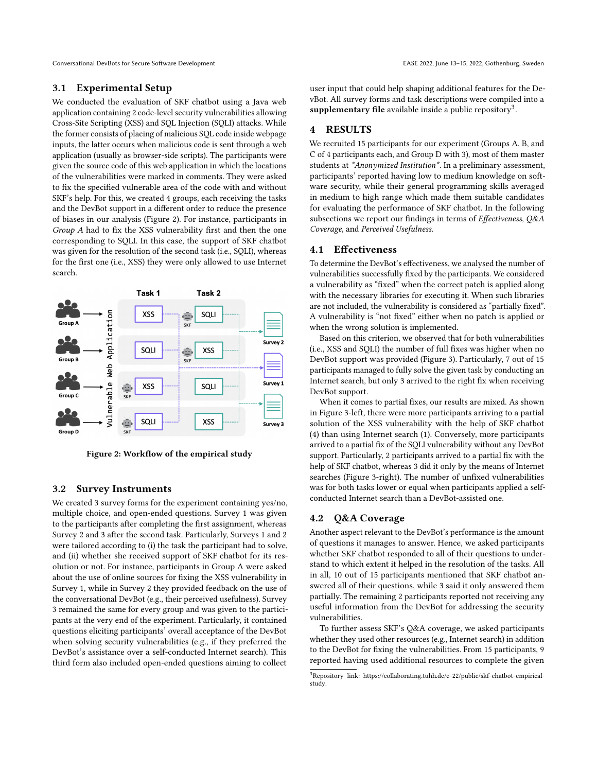## 3.1 Experimental Setup

We conducted the evaluation of SKF chatbot using a Java web application containing 2 code-level security vulnerabilities allowing Cross-Site Scripting (XSS) and SQL Injection (SQLI) attacks. While the former consists of placing of malicious SQL code inside webpage inputs, the latter occurs when malicious code is sent through a web application (usually as browser-side scripts). The participants were given the source code of this web application in which the locations of the vulnerabilities were marked in comments. They were asked to fix the specified vulnerable area of the code with and without SKF's help. For this, we created 4 groups, each receiving the tasks and the DevBot support in a different order to reduce the presence of biases in our analysis (Figure 2). For instance, participants in *Group A* had to fix the XSS vulnerability first and then the one corresponding to SQLI. In this case, the support of SKF chatbot was given for the resolution of the second task (i.e., SQLI), whereas for the first one (i.e., XSS) they were only allowed to use Internet search.

Figure 2: Workflow of the empirical study

## 3.2 Survey Instruments

We created 3 survey forms for the experiment containing yes/no, multiple choice, and open-ended questions. Survey 1 was given to the participants after completing the first assignment, whereas Survey 2 and 3 after the second task. Particularly, Surveys 1 and 2 were tailored according to (i) the task the participant had to solve, and (ii) whether she received support of SKF chatbot for its resolution or not. For instance, participants in Group A were asked about the use of online sources for fixing the XSS vulnerability in Survey 1, while in Survey 2 they provided feedback on the use of the conversational DevBot (e.g., their perceived usefulness). Survey 3 remained the same for every group and was given to the participants at the very end of the experiment. Particularly, it contained questions eliciting participants' overall acceptance of the DevBot when solving security vulnerabilities (e.g., if they preferred the DevBot's assistance over a self-conducted Internet search). This third form also included open-ended questions aiming to collect user input that could help shaping additional features for the DevBot. All survey forms and task descriptions were compiled into a **supplementary file** available inside a public repository[3].

# 4 RESULTS

We recruited 15 participants for our experiment (Groups A, B, and C of 4 participants each, and Group D with 3), most of them master students at *\*Anonymized Institution\**. In a preliminary assessment, participants' reported having low to medium knowledge on software security, while their general programming skills averaged in medium to high range which made them suitable candidates for evaluating the performance of SKF chatbot. In the following subsections we report our findings in terms of *Effectiveness*, *Q&A Coverage*, and *Perceived Usefulness*.

## 4.1 Effectiveness

To determine the DevBot's effectiveness, we analysed the number of vulnerabilities successfully fixed by the participants. We considered a vulnerability as "fixed" when the correct patch is applied along with the necessary libraries for executing it. When such libraries are not included, the vulnerability is considered as "partially fixed". A vulnerability is "not fixed" either when no patch is applied or when the wrong solution is implemented.

Based on this criterion, we observed that for both vulnerabilities (i.e., XSS and SQLI) the number of full fixes was higher when no DevBot support was provided (Figure 3). Particularly, 7 out of 15 participants managed to fully solve the given task by conducting an Internet search, but only 3 arrived to the right fix when receiving DevBot support.

When it comes to partial fixes, our results are mixed. As shown in Figure 3-left, there were more participants arriving to a partial solution of the XSS vulnerability with the help of SKF chatbot (4) than using Internet search (1). Conversely, more participants arrived to a partial fix of the SQLI vulnerability without any DevBot support. Particularly, 2 participants arrived to a partial fix with the help of SKF chatbot, whereas 3 did it only by the means of Internet searches (Figure 3-right). The number of unfixed vulnerabilities was for both tasks lower or equal when participants applied a self-conducted Internet search than a DevBot-assisted one.

## 4.2 Q&A Coverage

Another aspect relevant to the DevBot's performance is the amount of questions it manages to answer. Hence, we asked participants whether SKF chatbot responded to all of their questions to understand to which extent it helped in the resolution of the tasks. All in all, 10 out of 15 participants mentioned that SKF chatbot answered all of their questions, while 3 said it only answered them partially. The remaining 2 participants reported not receiving any useful information from the DevBot for addressing the security vulnerabilities.

To further assess SKF's Q&A coverage, we asked participants whether they used other resources (e.g., Internet search) in addition to the DevBot for fixing the vulnerabilities. From 15 participants, 9 reported having used additional resources to complete the given

[3] Repository link: https://collaborating.tuhh.de/e-22/public/skf-chatbot-empirical-study.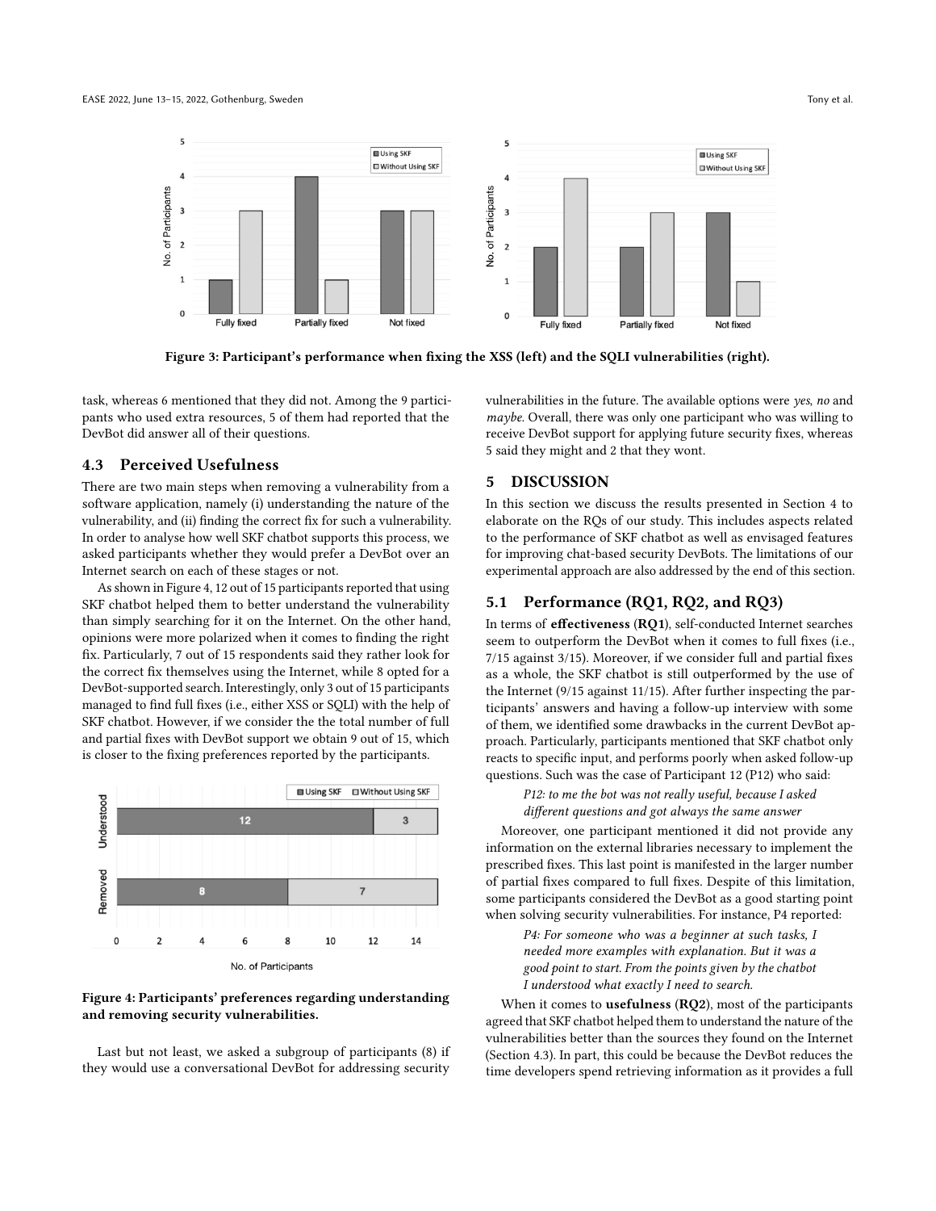Figure 3: Participant's performance when fixing the XSS (left) and the SQLI vulnerabilities (right).

task, whereas 6 mentioned that they did not. Among the 9 participants who used extra resources, 5 of them had reported that the DevBot did answer all of their questions.

## 4.3 Perceived Usefulness

There are two main steps when removing a vulnerability from a software application, namely (i) understanding the nature of the vulnerability, and (ii) finding the correct fix for such a vulnerability. In order to analyse how well SKF chatbot supports this process, we asked participants whether they would prefer a DevBot over an Internet search on each of these stages or not.

As shown in Figure 4, 12 out of 15 participants reported that using SKF chatbot helped them to better understand the vulnerability than simply searching for it on the Internet. On the other hand, opinions were more polarized when it comes to finding the right fix. Particularly, 7 out of 15 respondents said they rather look for the correct fix themselves using the Internet, while 8 opted for a DevBot-supported search. Interestingly, only 3 out of 15 participants managed to find full fixes (i.e., either XSS or SQLI) with the help of SKF chatbot. However, if we consider the the total number of full and partial fixes with DevBot support we obtain 9 out of 15, which is closer to the fixing preferences reported by the participants.

Figure 4: Participants' preferences regarding understanding and removing security vulnerabilities.

Last but not least, we asked a subgroup of participants (8) if they would use a conversational DevBot for addressing security vulnerabilities in the future. The available options were *yes*, *no* and *maybe*. Overall, there was only one participant who was willing to receive DevBot support for applying future security fixes, whereas 5 said they might and 2 that they wont.

## 5 DISCUSSION

In this section we discuss the results presented in Section 4 to elaborate on the RQs of our study. This includes aspects related to the performance of SKF chatbot as well as envisaged features for improving chat-based security DevBots. The limitations of our experimental approach are also addressed by the end of this section.

## 5.1 Performance (RQ1, RQ2, and RQ3)

In terms of **effectiveness** (**RQ1**), self-conducted Internet searches seem to outperform the DevBot when it comes to full fixes (i.e., 7/15 against 3/15). Moreover, if we consider full and partial fixes as a whole, the SKF chatbot is still outperformed by the use of the Internet (9/15 against 11/15). After further inspecting the participants' answers and having a follow-up interview with some of them, we identified some drawbacks in the current DevBot approach. Particularly, participants mentioned that SKF chatbot only reacts to specific input, and performs poorly when asked follow-up questions. Such was the case of Participant 12 (P12) who said:

> *P12: to me the bot was not really useful, because I asked different questions and got always the same answer*

Moreover, one participant mentioned it did not provide any information on the external libraries necessary to implement the prescribed fixes. This last point is manifested in the larger number of partial fixes compared to full fixes. Despite of this limitation, some participants considered the DevBot as a good starting point when solving security vulnerabilities. For instance, P4 reported:

> *P4: For someone who was a beginner at such tasks, I needed more examples with explanation. But it was a good point to start. From the points given by the chatbot I understood what exactly I need to search.*

When it comes to **usefulness** (**RQ2**), most of the participants agreed that SKF chatbot helped them to understand the nature of the vulnerabilities better than the sources they found on the Internet (Section 4.3). In part, this could be because the DevBot reduces the time developers spend retrieving information as it provides a full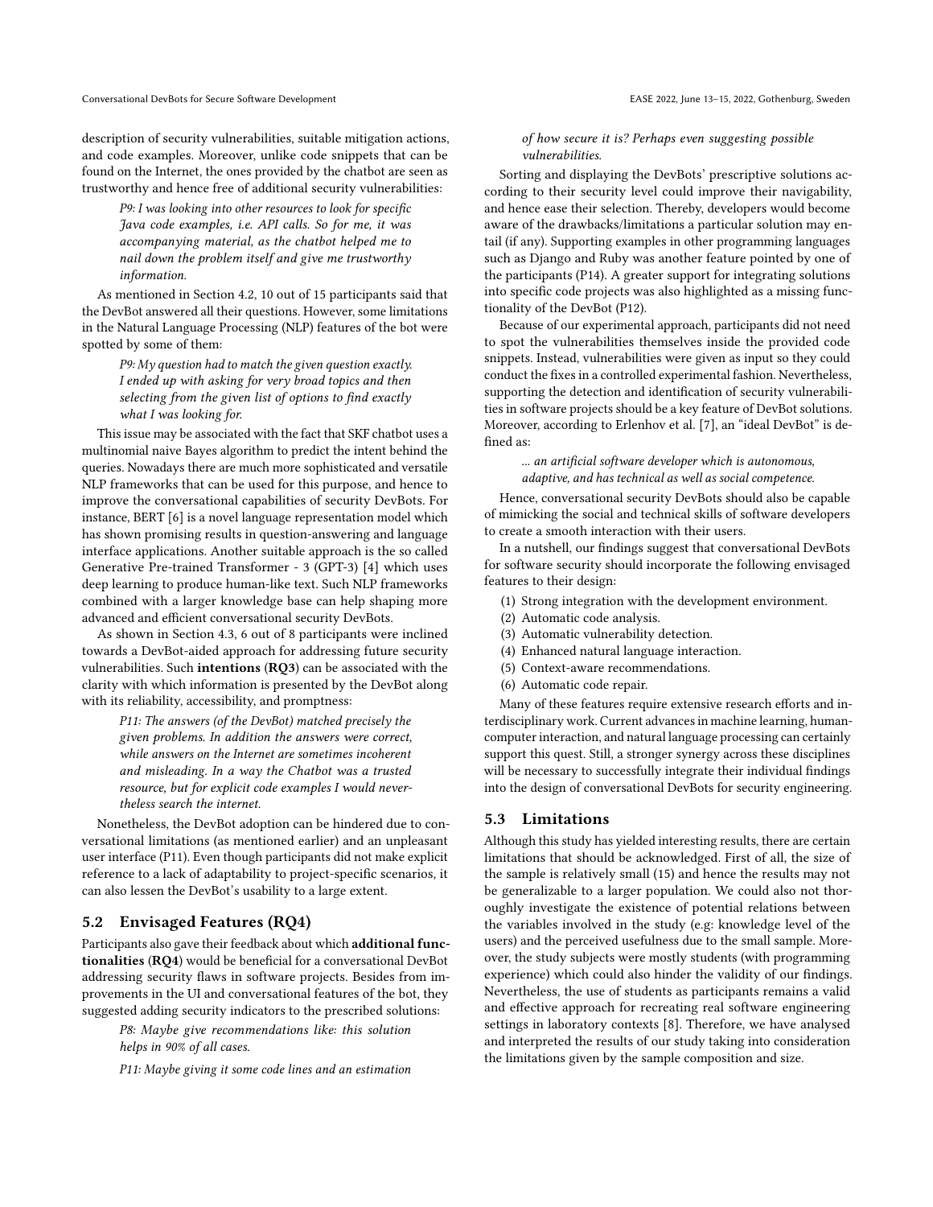description of security vulnerabilities, suitable mitigation actions, and code examples. Moreover, unlike code snippets that can be found on the Internet, the ones provided by the chatbot are seen as trustworthy and hence free of additional security vulnerabilities:

> *P9: I was looking into other resources to look for specific Java code examples, i.e. API calls. So for me, it was accompanying material, as the chatbot helped me to nail down the problem itself and give me trustworthy information.*

As mentioned in Section 4.2, 10 out of 15 participants said that the DevBot answered all their questions. However, some limitations in the Natural Language Processing (NLP) features of the bot were spotted by some of them:

> *P9: My question had to match the given question exactly. I ended up with asking for very broad topics and then selecting from the given list of options to find exactly what I was looking for.*

This issue may be associated with the fact that SKF chatbot uses a multinomial naive Bayes algorithm to predict the intent behind the queries. Nowadays there are much more sophisticated and versatile NLP frameworks that can be used for this purpose, and hence to improve the conversational capabilities of security DevBots. For instance, BERT [6] is a novel language representation model which has shown promising results in question-answering and language interface applications. Another suitable approach is the so called Generative Pre-trained Transformer - 3 (GPT-3) [4] which uses deep learning to produce human-like text. Such NLP frameworks combined with a larger knowledge base can help shaping more advanced and efficient conversational security DevBots.

As shown in Section 4.3, 6 out of 8 participants were inclined towards a DevBot-aided approach for addressing future security vulnerabilities. Such **intentions** (**RQ3**) can be associated with the clarity with which information is presented by the DevBot along with its reliability, accessibility, and promptness:

> *P11: The answers (of the DevBot) matched precisely the given problems. In addition the answers were correct, while answers on the Internet are sometimes incoherent and misleading. In a way the Chatbot was a trusted resource, but for explicit code examples I would nevertheless search the internet.*

Nonetheless, the DevBot adoption can be hindered due to conversational limitations (as mentioned earlier) and an unpleasant user interface (P11). Even though participants did not make explicit reference to a lack of adaptability to project-specific scenarios, it can also lessen the DevBot's usability to a large extent.

## 5.2 Envisaged Features (RQ4)

Participants also gave their feedback about which **additional functionalities** (**RQ4**) would be beneficial for a conversational DevBot addressing security flaws in software projects. Besides from improvements in the UI and conversational features of the bot, they suggested adding security indicators to the prescribed solutions:

> *P8: Maybe give recommendations like: this solution helps in 90% of all cases.*
>
> *P11: Maybe giving it some code lines and an estimation of how secure it is? Perhaps even suggesting possible vulnerabilities.*

Sorting and displaying the DevBots' prescriptive solutions according to their security level could improve their navigability, and hence ease their selection. Thereby, developers would become aware of the drawbacks/limitations a particular solution may entail (if any). Supporting examples in other programming languages such as Django and Ruby was another feature pointed by one of the participants (P14). A greater support for integrating solutions into specific code projects was also highlighted as a missing functionality of the DevBot (P12).

Because of our experimental approach, participants did not need to spot the vulnerabilities themselves inside the provided code snippets. Instead, vulnerabilities were given as input so they could conduct the fixes in a controlled experimental fashion. Nevertheless, supporting the detection and identification of security vulnerabilities in software projects should be a key feature of DevBot solutions. Moreover, according to Erlenhov et al. [7], an "ideal DevBot" is defined as:

> *... an artificial software developer which is autonomous, adaptive, and has technical as well as social competence.*

Hence, conversational security DevBots should also be capable of mimicking the social and technical skills of software developers to create a smooth interaction with their users.

In a nutshell, our findings suggest that conversational DevBots for software security should incorporate the following envisaged features to their design:

1. Strong integration with the development environment.
2. Automatic code analysis.
3. Automatic vulnerability detection.
4. Enhanced natural language interaction.
5. Context-aware recommendations.
6. Automatic code repair.

Many of these features require extensive research efforts and interdisciplinary work. Current advances in machine learning, human-computer interaction, and natural language processing can certainly support this quest. Still, a stronger synergy across these disciplines will be necessary to successfully integrate their individual findings into the design of conversational DevBots for security engineering.

## 5.3 Limitations

Although this study has yielded interesting results, there are certain limitations that should be acknowledged. First of all, the size of the sample is relatively small (15) and hence the results may not be generalizable to a larger population. We could also not thoroughly investigate the existence of potential relations between the variables involved in the study (e.g: knowledge level of the users) and the perceived usefulness due to the small sample. Moreover, the study subjects were mostly students (with programming experience) which could also hinder the validity of our findings. Nevertheless, the use of students as participants remains a valid and effective approach for recreating real software engineering settings in laboratory contexts [8]. Therefore, we have analysed and interpreted the results of our study taking into consideration the limitations given by the sample composition and size.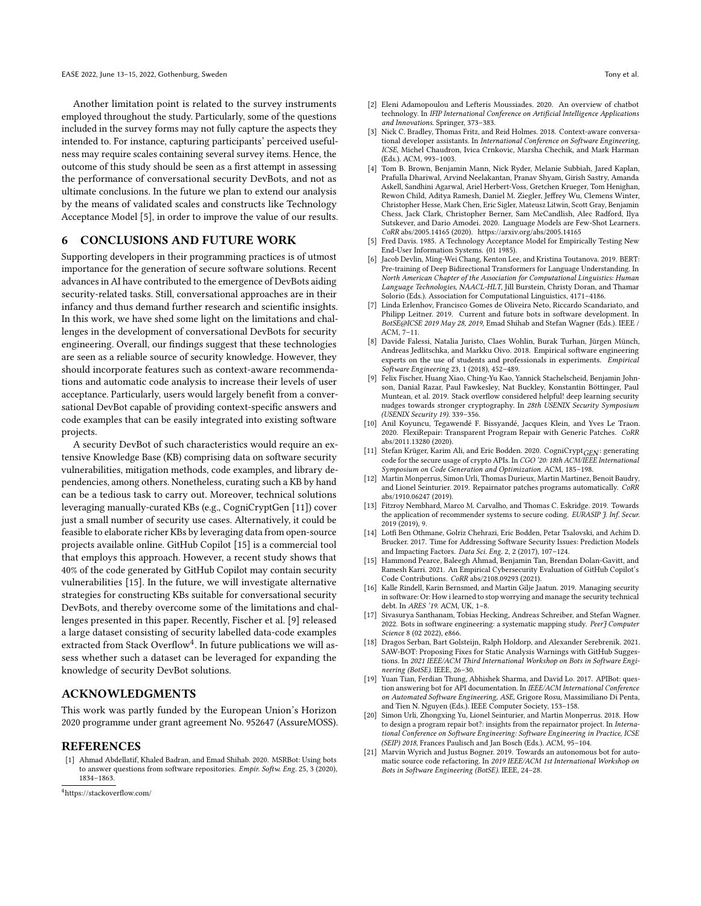Another limitation point is related to the survey instruments employed throughout the study. Particularly, some of the questions included in the survey forms may not fully capture the aspects they intended to. For instance, capturing participants' perceived usefulness may require scales containing several survey items. Hence, the outcome of this study should be seen as a first attempt in assessing the performance of conversational security DevBots, and not as ultimate conclusions. In the future we plan to extend our analysis by the means of validated scales and constructs like Technology Acceptance Model [5], in order to improve the value of our results.

## 6 CONCLUSIONS AND FUTURE WORK

Supporting developers in their programming practices is of utmost importance for the generation of secure software solutions. Recent advances in AI have contributed to the emergence of DevBots aiding security-related tasks. Still, conversational approaches are in their infancy and thus demand further research and scientific insights. In this work, we have shed some light on the limitations and challenges in the development of conversational DevBots for security engineering. Overall, our findings suggest that these technologies are seen as a reliable source of security knowledge. However, they should incorporate features such as context-aware recommendations and automatic code analysis to increase their levels of user acceptance. Particularly, users would largely benefit from a conversational DevBot capable of providing context-specific answers and code examples that can be easily integrated into existing software projects.

A security DevBot of such characteristics would require an extensive Knowledge Base (KB) comprising data on software security vulnerabilities, mitigation methods, code examples, and library dependencies, among others. Nonetheless, curating such a KB by hand can be a tedious task to carry out. Moreover, technical solutions leveraging manually-curated KBs (e.g., CogniCryptGen [11]) cover just a small number of security use cases. Alternatively, it could be feasible to elaborate richer KBs by leveraging data from open-source projects available online. GitHub Copilot [15] is a commercial tool that employs this approach. However, a recent study shows that 40% of the code generated by GitHub Copilot may contain security vulnerabilities [15]. In the future, we will investigate alternative strategies for constructing KBs suitable for conversational security DevBots, and thereby overcome some of the limitations and challenges presented in this paper. Recently, Fischer et al. [9] released a large dataset consisting of security labelled data-code examples extracted from Stack Overflow[4]. In future publications we will assess whether such a dataset can be leveraged for expanding the knowledge of security DevBot solutions.

## ACKNOWLEDGMENTS

This work was partly funded by the European Union's Horizon 2020 programme under grant agreement No. 952647 (AssureMOSS).

## REFERENCES

[1] Ahmad Abdellatif, Khaled Badran, and Emad Shihab. 2020. MSRBot: Using bots to answer questions from software repositories. *Empir. Softw. Eng.* 25, 3 (2020), 1834–1863.

[2] Eleni Adamopoulou and Lefteris Moussiades. 2020. An overview of chatbot technology. In *IFIP International Conference on Artificial Intelligence Applications and Innovations*. Springer, 373–383.

[3] Nick C. Bradley, Thomas Fritz, and Reid Holmes. 2018. Context-aware conversational developer assistants. In *International Conference on Software Engineering, ICSE*, Michel Chaudron, Ivica Crnkovic, Marsha Chechik, and Mark Harman (Eds.). ACM, 993–1003.

[4] Tom B. Brown, Benjamin Mann, Nick Ryder, Melanie Subbiah, Jared Kaplan, Prafulla Dhariwal, Arvind Neelakantan, Pranav Shyam, Girish Sastry, Amanda Askell, Sandhini Agarwal, Ariel Herbert-Voss, Gretchen Krueger, Tom Henighan, Rewon Child, Aditya Ramesh, Daniel M. Ziegler, Jeffrey Wu, Clemens Winter, Christopher Hesse, Mark Chen, Eric Sigler, Mateusz Litwin, Scott Gray, Benjamin Chess, Jack Clark, Christopher Berner, Sam McCandlish, Alec Radford, Ilya Sutskever, and Dario Amodei. 2020. Language Models are Few-Shot Learners. *CoRR* abs/2005.14165 (2020). https://arxiv.org/abs/2005.14165

[5] Fred Davis. 1985. A Technology Acceptance Model for Empirically Testing New End-User Information Systems. (01 1985).

[6] Jacob Devlin, Ming-Wei Chang, Kenton Lee, and Kristina Toutanova. 2019. BERT: Pre-training of Deep Bidirectional Transformers for Language Understanding. In *North American Chapter of the Association for Computational Linguistics: Human Language Technologies, NAACL-HLT*, Jill Burstein, Christy Doran, and Thamar Solorio (Eds.). Association for Computational Linguistics, 4171–4186.

[7] Linda Erlenhov, Francisco Gomes de Oliveira Neto, Riccardo Scandariato, and Philipp Leitner. 2019. Current and future bots in software development. In *BotSE@ICSE 2019 May 28, 2019*, Emad Shihab and Stefan Wagner (Eds.). IEEE / ACM, 7–11.

[8] Davide Falessi, Natalia Juristo, Claes Wohlin, Burak Turhan, Jürgen Münch, Andreas Jedlitschka, and Markku Oivo. 2018. Empirical software engineering experts on the use of students and professionals in experiments. *Empirical Software Engineering* 23, 1 (2018), 452–489.

[9] Felix Fischer, Huang Xiao, Ching-Yu Kao, Yannick Stachelscheid, Benjamin Johnson, Danial Razar, Paul Fawkesley, Nat Buckley, Konstantin Böttinger, Paul Muntean, et al. 2019. Stack overflow considered helpful! deep learning security nudges towards stronger cryptography. In *28th USENIX Security Symposium (USENIX Security 19)*. 339–356.

[10] Anil Koyuncu, Tegawendé F. Bissyandé, Jacques Klein, and Yves Le Traon. 2020. FlexiRepair: Transparent Program Repair with Generic Patches. *CoRR* abs/2011.13280 (2020).

[11] Stefan Krüger, Karim Ali, and Eric Bodden. 2020. CogniCrypt$_{GEN}$: generating code for the secure usage of crypto APIs. In *CGO '20: 18th ACM/IEEE International Symposium on Code Generation and Optimization*. ACM, 185–198.

[12] Martin Monperrus, Simon Urli, Thomas Durieux, Matias Martinez, Benoit Baudry, and Lionel Seinturier. 2019. Repairnator patches programs automatically. *CoRR* abs/1910.06247 (2019).

[13] Fitzroy Nembhard, Marco M. Carvalho, and Thomas C. Eskridge. 2019. Towards the application of recommender systems to secure coding. *EURASIP J. Inf. Secur.* 2019 (2019), 9.

[14] Lotfi Ben Othmane, Golriz Chehrazi, Eric Bodden, Petar Tsalovski, and Achim D. Brucker. 2017. Time for Addressing Software Security Issues: Prediction Models and Impacting Factors. *Data Sci. Eng.* 2, 2 (2017), 107–124.

[15] Hammond Pearce, Baleegh Ahmad, Benjamin Tan, Brendan Dolan-Gavitt, and Ramesh Karri. 2021. An Empirical Cybersecurity Evaluation of GitHub Copilot's Code Contributions. *CoRR* abs/2108.09293 (2021).

[16] Kalle Rindell, Karin Bernsmed, and Martin Gilje Jaatun. 2019. Managing security in software: Or: How i learned to stop worrying and manage the security technical debt. In *ARES '19*. ACM, UK, 1–8.

[17] Sivasurya Santhanam, Tobias Hecking, Andreas Schreiber, and Stefan Wagner. 2022. Bots in software engineering: a systematic mapping study. *PeerJ Computer Science* 8 (02 2022), e866.

[18] Dragos Serban, Bart Golsteijn, Ralph Holdorp, and Alexander Serebrenik. 2021. SAW-BOT: Proposing Fixes for Static Analysis Warnings with GitHub Suggestions. In *2021 IEEE/ACM Third International Workshop on Bots in Software Engineering (BotSE)*. IEEE, 26–30.

[19] Yuan Tian, Ferdian Thung, Abhishek Sharma, and David Lo. 2017. APIBot: question answering bot for API documentation. In *IEEE/ACM International Conference on Automated Software Engineering, ASE*, Grigore Rosu, Massimiliano Di Penta, and Tien N. Nguyen (Eds.). IEEE Computer Society, 153–158.

[20] Simon Urli, Zhongxing Yu, Lionel Seinturier, and Martin Monperrus. 2018. How to design a program repair bot?: insights from the repairnator project. In *International Conference on Software Engineering: Software Engineering in Practice, ICSE (SEIP) 2018*, Frances Paulisch and Jan Bosch (Eds.). ACM, 95–104.

[21] Marvin Wyrich and Justus Bogner. 2019. Towards an autonomous bot for automatic source code refactoring. In *2019 IEEE/ACM 1st International Workshop on Bots in Software Engineering (BotSE)*. IEEE, 24–28.

[4] https://stackoverflow.com/